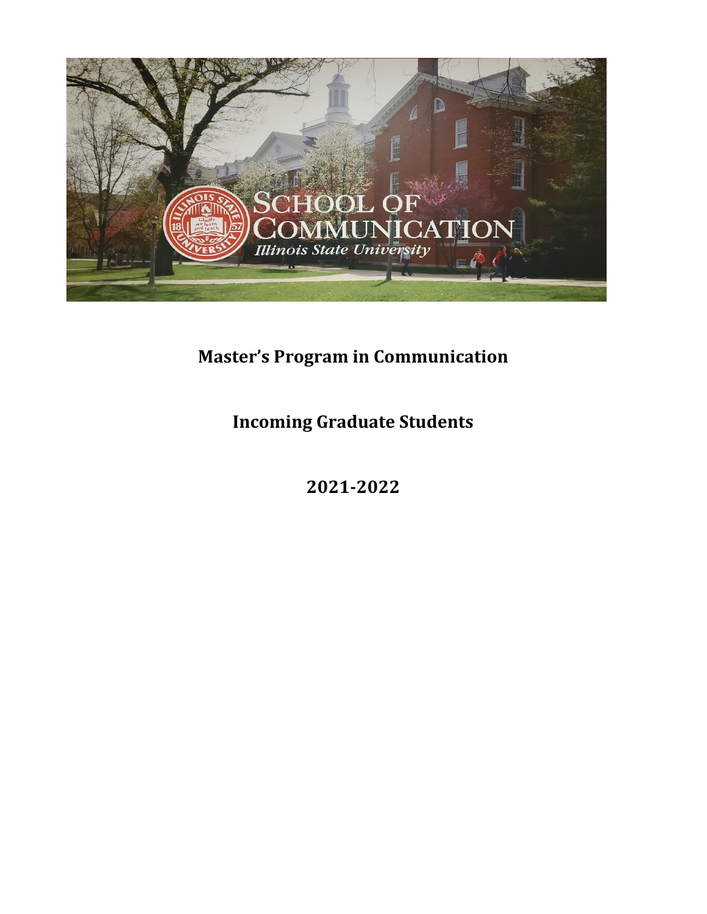# Master's Program in Communication

## Incoming Graduate Students

## 2021-2022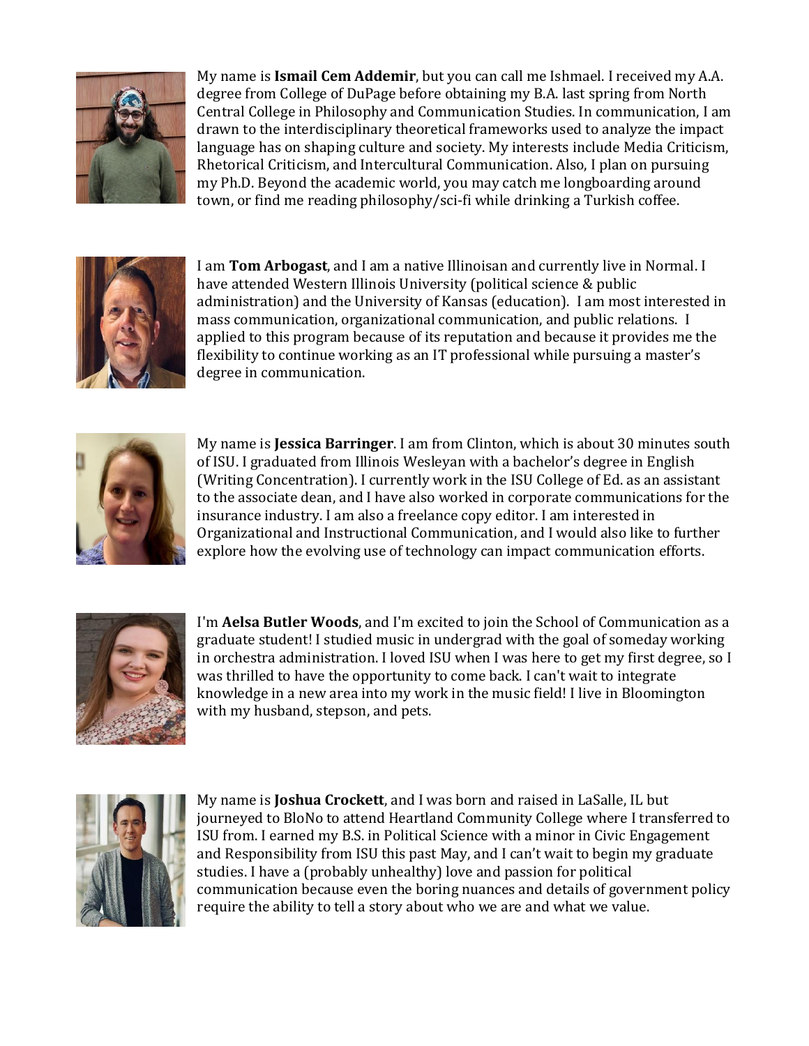My name is **Ismail Cem Addemir**, but you can call me Ishmael. I received my A.A. degree from College of DuPage before obtaining my B.A. last spring from North Central College in Philosophy and Communication Studies. In communication, I am drawn to the interdisciplinary theoretical frameworks used to analyze the impact language has on shaping culture and society. My interests include Media Criticism, Rhetorical Criticism, and Intercultural Communication. Also, I plan on pursuing my Ph.D. Beyond the academic world, you may catch me longboarding around town, or find me reading philosophy/sci-fi while drinking a Turkish coffee.

I am **Tom Arbogast**, and I am a native Illinoisan and currently live in Normal. I have attended Western Illinois University (political science & public administration) and the University of Kansas (education). I am most interested in mass communication, organizational communication, and public relations. I applied to this program because of its reputation and because it provides me the flexibility to continue working as an IT professional while pursuing a master's degree in communication.

My name is **Jessica Barringer**. I am from Clinton, which is about 30 minutes south of ISU. I graduated from Illinois Wesleyan with a bachelor's degree in English (Writing Concentration). I currently work in the ISU College of Ed. as an assistant to the associate dean, and I have also worked in corporate communications for the insurance industry. I am also a freelance copy editor. I am interested in Organizational and Instructional Communication, and I would also like to further explore how the evolving use of technology can impact communication efforts.

I'm **Aelsa Butler Woods**, and I'm excited to join the School of Communication as a graduate student! I studied music in undergrad with the goal of someday working in orchestra administration. I loved ISU when I was here to get my first degree, so I was thrilled to have the opportunity to come back. I can't wait to integrate knowledge in a new area into my work in the music field! I live in Bloomington with my husband, stepson, and pets.

My name is **Joshua Crockett**, and I was born and raised in LaSalle, IL but journeyed to BloNo to attend Heartland Community College where I transferred to ISU from. I earned my B.S. in Political Science with a minor in Civic Engagement and Responsibility from ISU this past May, and I can't wait to begin my graduate studies. I have a (probably unhealthy) love and passion for political communication because even the boring nuances and details of government policy require the ability to tell a story about who we are and what we value.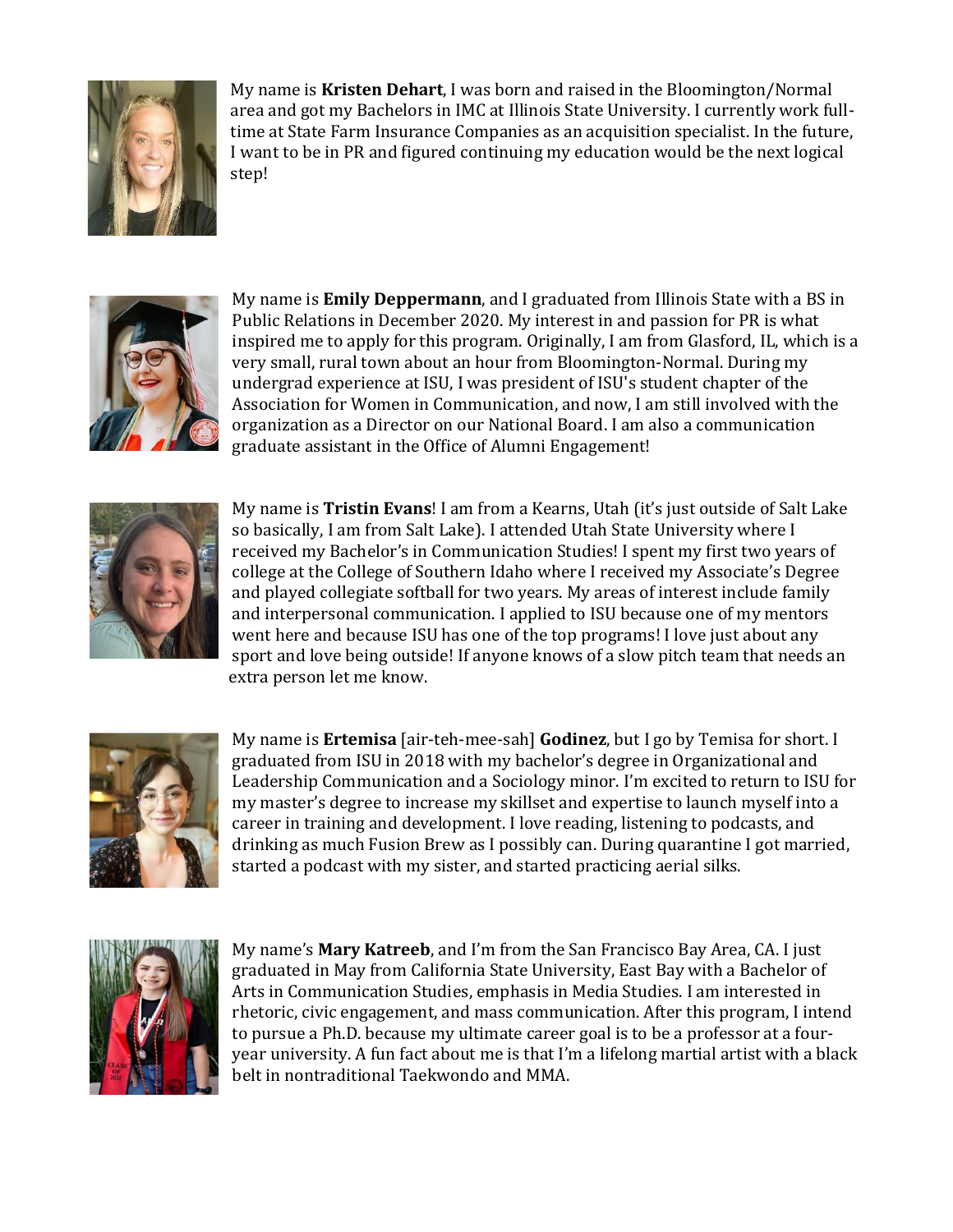My name is **Kristen Dehart**, I was born and raised in the Bloomington/Normal area and got my Bachelors in IMC at Illinois State University. I currently work full-time at State Farm Insurance Companies as an acquisition specialist. In the future, I want to be in PR and figured continuing my education would be the next logical step!

My name is **Emily Deppermann**, and I graduated from Illinois State with a BS in Public Relations in December 2020. My interest in and passion for PR is what inspired me to apply for this program. Originally, I am from Glasford, IL, which is a very small, rural town about an hour from Bloomington-Normal. During my undergrad experience at ISU, I was president of ISU's student chapter of the Association for Women in Communication, and now, I am still involved with the organization as a Director on our National Board. I am also a communication graduate assistant in the Office of Alumni Engagement!

My name is **Tristin Evans**! I am from a Kearns, Utah (it's just outside of Salt Lake so basically, I am from Salt Lake). I attended Utah State University where I received my Bachelor's in Communication Studies! I spent my first two years of college at the College of Southern Idaho where I received my Associate's Degree and played collegiate softball for two years. My areas of interest include family and interpersonal communication. I applied to ISU because one of my mentors went here and because ISU has one of the top programs! I love just about any sport and love being outside! If anyone knows of a slow pitch team that needs an extra person let me know.

My name is **Ertemisa** [air-teh-mee-sah] **Godinez**, but I go by Temisa for short. I graduated from ISU in 2018 with my bachelor's degree in Organizational and Leadership Communication and a Sociology minor. I'm excited to return to ISU for my master's degree to increase my skillset and expertise to launch myself into a career in training and development. I love reading, listening to podcasts, and drinking as much Fusion Brew as I possibly can. During quarantine I got married, started a podcast with my sister, and started practicing aerial silks.

My name's **Mary Katreeb**, and I'm from the San Francisco Bay Area, CA. I just graduated in May from California State University, East Bay with a Bachelor of Arts in Communication Studies, emphasis in Media Studies. I am interested in rhetoric, civic engagement, and mass communication. After this program, I intend to pursue a Ph.D. because my ultimate career goal is to be a professor at a four-year university. A fun fact about me is that I'm a lifelong martial artist with a black belt in nontraditional Taekwondo and MMA.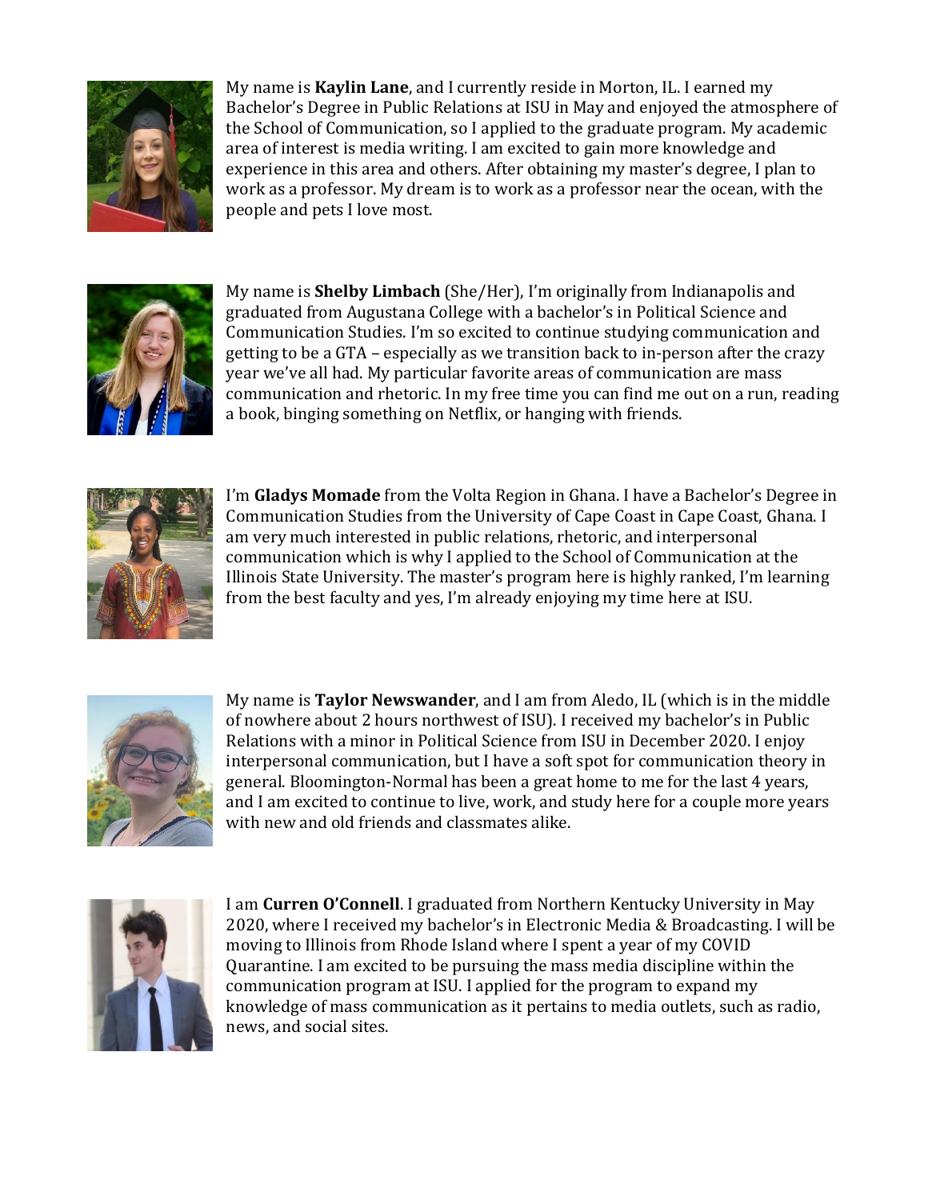My name is **Kaylin Lane**, and I currently reside in Morton, IL. I earned my Bachelor's Degree in Public Relations at ISU in May and enjoyed the atmosphere of the School of Communication, so I applied to the graduate program. My academic area of interest is media writing. I am excited to gain more knowledge and experience in this area and others. After obtaining my master's degree, I plan to work as a professor. My dream is to work as a professor near the ocean, with the people and pets I love most.

My name is **Shelby Limbach** (She/Her), I'm originally from Indianapolis and graduated from Augustana College with a bachelor's in Political Science and Communication Studies. I'm so excited to continue studying communication and getting to be a GTA – especially as we transition back to in-person after the crazy year we've all had. My particular favorite areas of communication are mass communication and rhetoric. In my free time you can find me out on a run, reading a book, binging something on Netflix, or hanging with friends.

I'm **Gladys Momade** from the Volta Region in Ghana. I have a Bachelor's Degree in Communication Studies from the University of Cape Coast in Cape Coast, Ghana. I am very much interested in public relations, rhetoric, and interpersonal communication which is why I applied to the School of Communication at the Illinois State University. The master's program here is highly ranked, I'm learning from the best faculty and yes, I'm already enjoying my time here at ISU.

My name is **Taylor Newswander**, and I am from Aledo, IL (which is in the middle of nowhere about 2 hours northwest of ISU). I received my bachelor's in Public Relations with a minor in Political Science from ISU in December 2020. I enjoy interpersonal communication, but I have a soft spot for communication theory in general. Bloomington-Normal has been a great home to me for the last 4 years, and I am excited to continue to live, work, and study here for a couple more years with new and old friends and classmates alike.

I am **Curren O'Connell**. I graduated from Northern Kentucky University in May 2020, where I received my bachelor's in Electronic Media & Broadcasting. I will be moving to Illinois from Rhode Island where I spent a year of my COVID Quarantine. I am excited to be pursuing the mass media discipline within the communication program at ISU. I applied for the program to expand my knowledge of mass communication as it pertains to media outlets, such as radio, news, and social sites.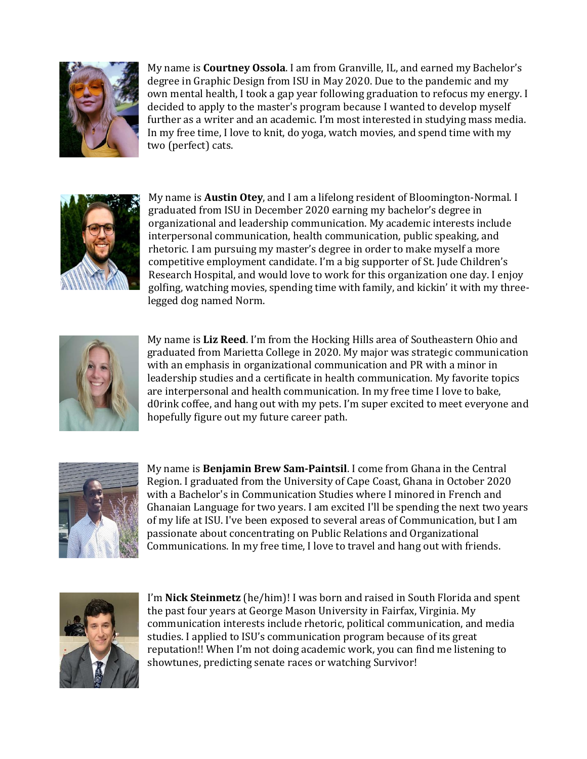My name is **Courtney Ossola**. I am from Granville, IL, and earned my Bachelor's degree in Graphic Design from ISU in May 2020. Due to the pandemic and my own mental health, I took a gap year following graduation to refocus my energy. I decided to apply to the master's program because I wanted to develop myself further as a writer and an academic. I'm most interested in studying mass media. In my free time, I love to knit, do yoga, watch movies, and spend time with my two (perfect) cats.

My name is **Austin Otey**, and I am a lifelong resident of Bloomington-Normal. I graduated from ISU in December 2020 earning my bachelor's degree in organizational and leadership communication. My academic interests include interpersonal communication, health communication, public speaking, and rhetoric. I am pursuing my master's degree in order to make myself a more competitive employment candidate. I'm a big supporter of St. Jude Children's Research Hospital, and would love to work for this organization one day. I enjoy golfing, watching movies, spending time with family, and kickin' it with my three-legged dog named Norm.

My name is **Liz Reed**. I'm from the Hocking Hills area of Southeastern Ohio and graduated from Marietta College in 2020. My major was strategic communication with an emphasis in organizational communication and PR with a minor in leadership studies and a certificate in health communication. My favorite topics are interpersonal and health communication. In my free time I love to bake, d0rink coffee, and hang out with my pets. I'm super excited to meet everyone and hopefully figure out my future career path.

My name is **Benjamin Brew Sam-Paintsil**. I come from Ghana in the Central Region. I graduated from the University of Cape Coast, Ghana in October 2020 with a Bachelor's in Communication Studies where I minored in French and Ghanaian Language for two years. I am excited I'll be spending the next two years of my life at ISU. I've been exposed to several areas of Communication, but I am passionate about concentrating on Public Relations and Organizational Communications. In my free time, I love to travel and hang out with friends.

I'm **Nick Steinmetz** (he/him)! I was born and raised in South Florida and spent the past four years at George Mason University in Fairfax, Virginia. My communication interests include rhetoric, political communication, and media studies. I applied to ISU's communication program because of its great reputation!! When I'm not doing academic work, you can find me listening to showtunes, predicting senate races or watching Survivor!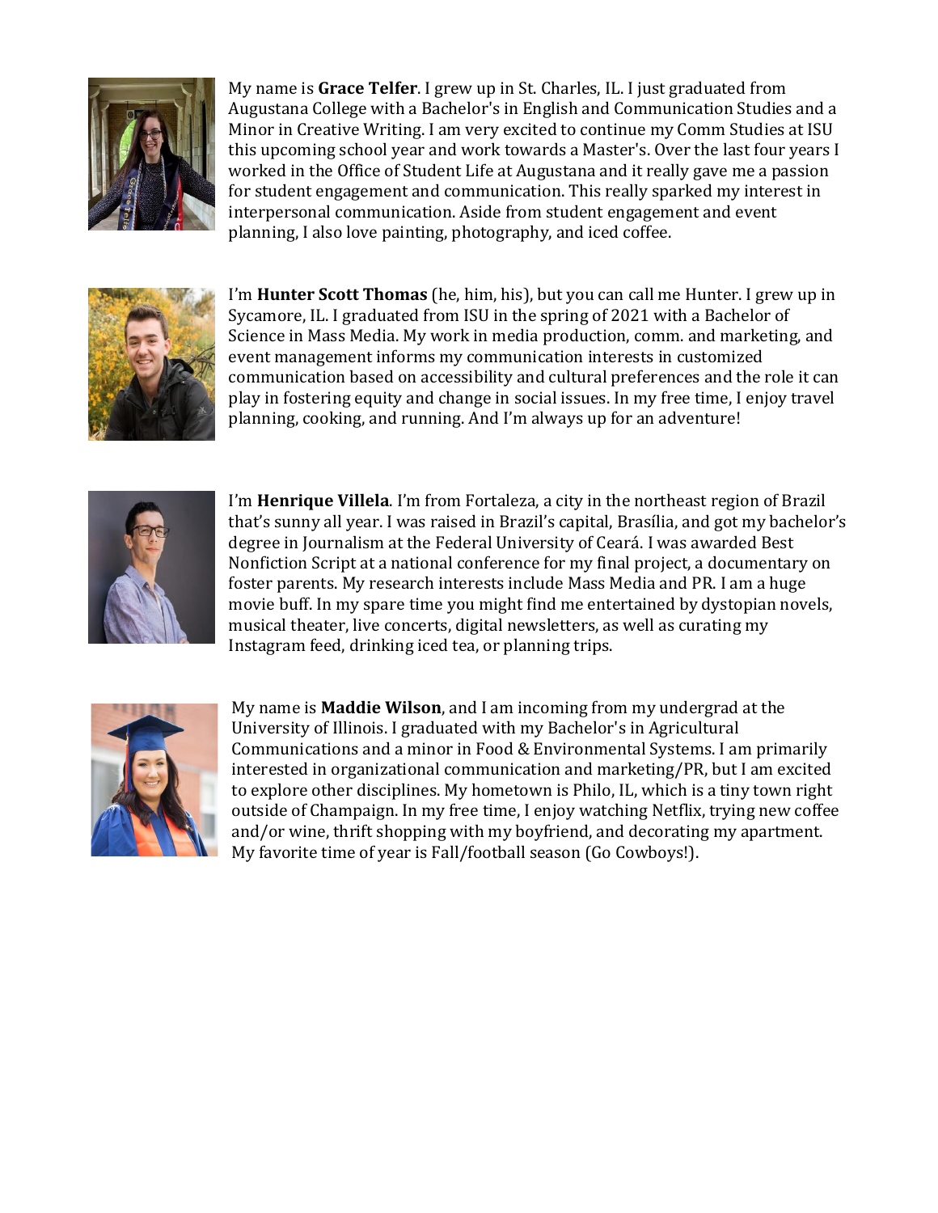My name is **Grace Telfer**. I grew up in St. Charles, IL. I just graduated from Augustana College with a Bachelor's in English and Communication Studies and a Minor in Creative Writing. I am very excited to continue my Comm Studies at ISU this upcoming school year and work towards a Master's. Over the last four years I worked in the Office of Student Life at Augustana and it really gave me a passion for student engagement and communication. This really sparked my interest in interpersonal communication. Aside from student engagement and event planning, I also love painting, photography, and iced coffee.

I'm **Hunter Scott Thomas** (he, him, his), but you can call me Hunter. I grew up in Sycamore, IL. I graduated from ISU in the spring of 2021 with a Bachelor of Science in Mass Media. My work in media production, comm. and marketing, and event management informs my communication interests in customized communication based on accessibility and cultural preferences and the role it can play in fostering equity and change in social issues. In my free time, I enjoy travel planning, cooking, and running. And I'm always up for an adventure!

I'm **Henrique Villela**. I'm from Fortaleza, a city in the northeast region of Brazil that's sunny all year. I was raised in Brazil's capital, Brasília, and got my bachelor's degree in Journalism at the Federal University of Ceará. I was awarded Best Nonfiction Script at a national conference for my final project, a documentary on foster parents. My research interests include Mass Media and PR. I am a huge movie buff. In my spare time you might find me entertained by dystopian novels, musical theater, live concerts, digital newsletters, as well as curating my Instagram feed, drinking iced tea, or planning trips.

My name is **Maddie Wilson**, and I am incoming from my undergrad at the University of Illinois. I graduated with my Bachelor's in Agricultural Communications and a minor in Food & Environmental Systems. I am primarily interested in organizational communication and marketing/PR, but I am excited to explore other disciplines. My hometown is Philo, IL, which is a tiny town right outside of Champaign. In my free time, I enjoy watching Netflix, trying new coffee and/or wine, thrift shopping with my boyfriend, and decorating my apartment. My favorite time of year is Fall/football season (Go Cowboys!).